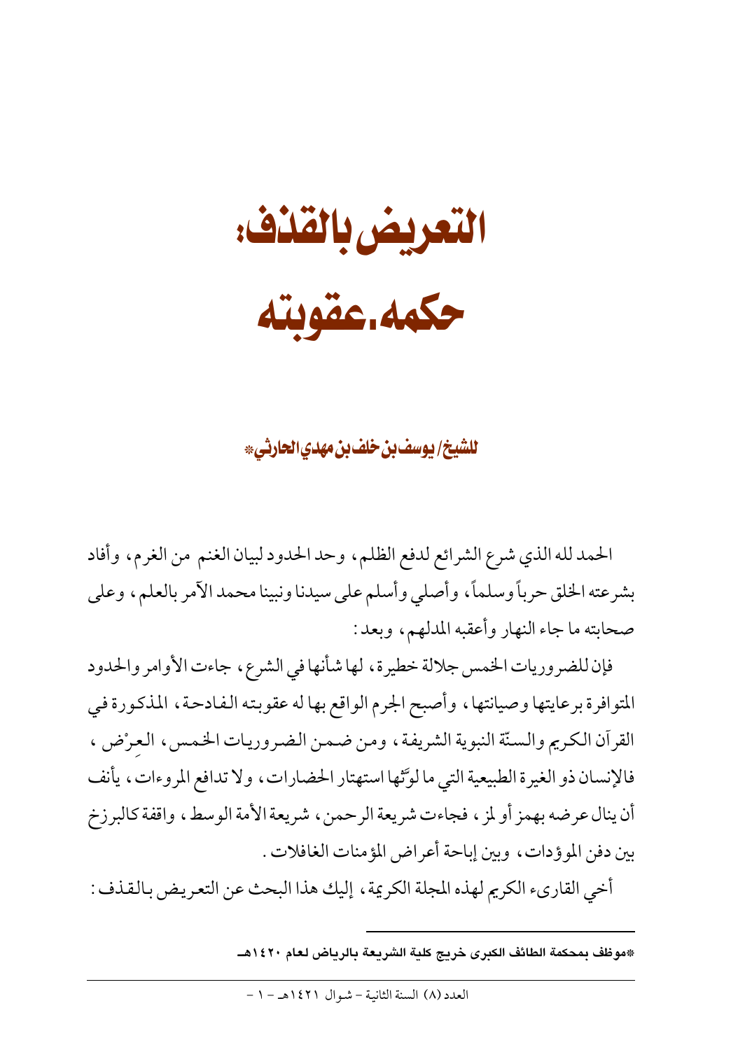# التعريض بالقذف: حكمه. عقوبته

**للشيخ/ يوسف بن خلف بن مهدي الحارثي***

الحمد لله الذي شرع الشرائع لدفع الظلم، وحد الحدود لبيان الغنم من الغرم، وأفاد بشرعته الخلق حرباً وسلماً، وأصلي وأسلم على سيدنا ونبينا محمد الآمر بالعلم، وعلى صحابته ما جاء النهار وأعقبه المدلهم، وبعد:

فإن للضروريات الخمس جلالة خطيرة، لها شأنها في الشرع، جاءت الأوامر والحدود المتوافرة برعايتها وصيانتها، وأصبح الجرم الواقع بها له عقوبته الفادحة، المذكورة في القرآن الكريم والسنّة النبوية الشريفة، ومن ضمن الضروريات الخمس، العِرْض، فالإنسان ذو الغيرة الطبيعية التي ما لوَّثها استهتار الحضارات، ولا تدافع المروءات، يأنف أن ينال عرضه بهمز أو لمز، فجاءت شريعة الرحمن، شريعة الأمة الوسط، واقفة كالبرزخ بين دفن الموؤدات، وبين إباحة أعراض المؤمنات الغافلات.

أخي القارىء الكريم لهذه المجلة الكريمة، إليك هذا البحث عن التعريض بالقذف:

*موظف بمحكمة الطائف الكبرى خريج كلية الشريعة بالرياض لعام ١٤٢٠هـ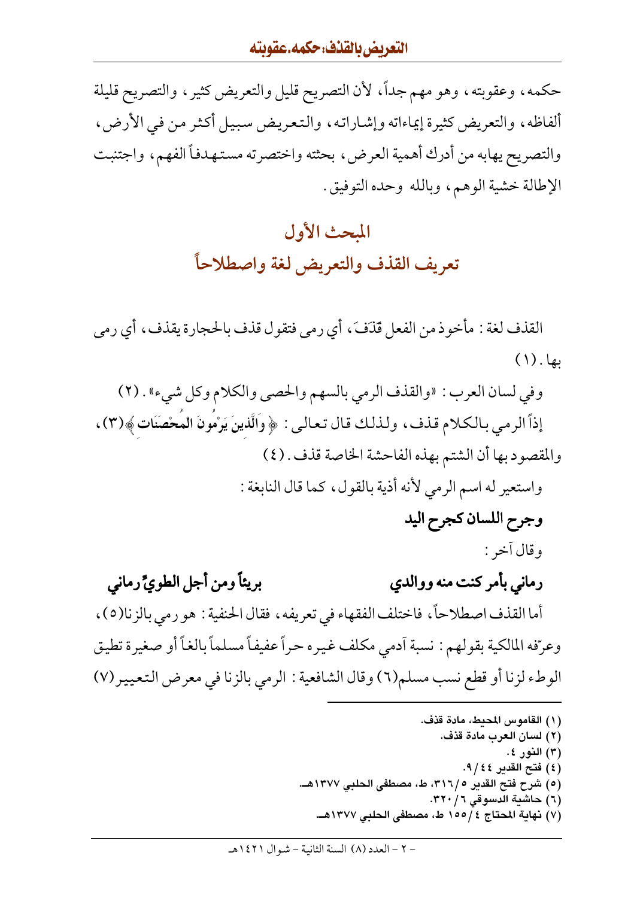حكمه، وعقوبته، وهو مهم جداً، لأن التصريح قليل والتعريض كثير، والتصريح قليلة ألفاظه، والتعريض كثيرة إيماءاته وإشاراته، والتعريض سبيل أكثر من في الأرض، والتصريح يهابه من أدرك أهمية العرض، بحثته واختصرته مستهدفاً الفهم، واجتنبت الإطالة خشية الوهم، وبالله وحده التوفيق.

## المبحث الأول
## تعريف القذف والتعريض لغة واصطلاحاً

القذف لغة: مأخوذ من الفعل قَذَفَ، أي رمى فتقول قذف بالحجارة يقذف، أي رمى بها. (١)

وفي لسان العرب: «والقذف الرمي بالسهم والحصى والكلام وكل شيء». (٢)

إذاً الرمي بالكلام قذف، ولذلك قال تعالى: ﴿وَالَّذِينَ يَرْمُونَ الْمُحْصَنَاتِ﴾(٣)، والمقصود بها أن الشتم بهذه الفاحشة الخاصة قذف. (٤)

واستعير له اسم الرمي لأنه أذية بالقول، كما قال النابغة:

**وجرح اللسان كجرح اليد**

وقال آخر:

**رماني بأمر كنت منه ووالدي ... بريئاً ومن أجل الطويِّ رماني**

أما القذف اصطلاحاً، فاختلف الفقهاء في تعريفه، فقال الحنفية: هو رمي بالزنا(٥)، وعرّفه المالكية بقولهم: نسبة آدمي مكلف غيره حراً عفيفاً مسلماً بالغاً أو صغيرة تطيق الوطء لزنا أو قطع نسب مسلم(٦) وقال الشافعية: الرمي بالزنا في معرض التعيير(٧)

---

(١) القاموس المحيط، مادة قذف.
(٢) لسان العرب مادة قذف.
(٣) النور ٤.
(٤) فتح القدير ٩/٤٤.
(٥) شرح فتح القدير ٥/٣١٦، ط، مصطفى الحلبي ١٣٧٧هـ.
(٦) حاشية الدسوقي ٦/٣٢٠.
(٧) نهاية المحتاج ٤/١٥٥ ط، مصطفى الحلبي ١٣٧٧هـ.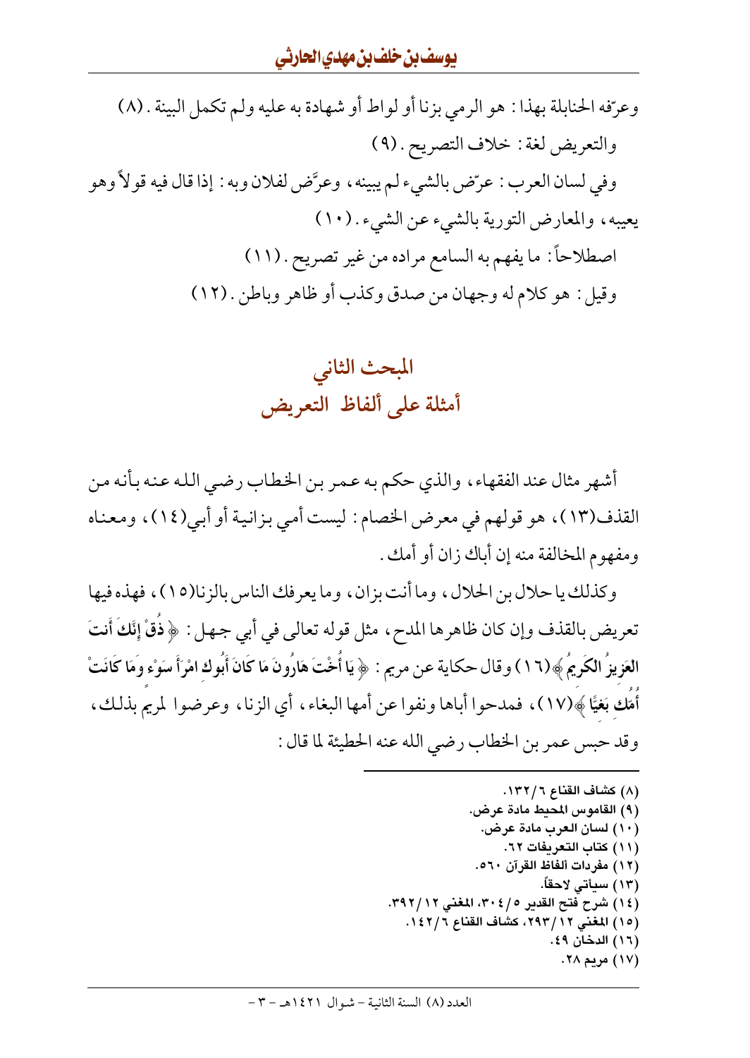وعرّفه الحنابلة بهذا: هو الرمي بزنا أو لواط أو شهادة به عليه ولم تكمل البينة. (٨)

والتعريض لغة: خلاف التصريح. (٩)

وفي لسان العرب: عرّض بالشيء لم يبينه، وعرَّض لفلان وبه: إذا قال فيه قولاً وهو يعيبه، والمعارض التورية بالشيء عن الشيء. (١٠)

اصطلاحاً: ما يفهم به السامع مراده من غير تصريح. (١١)

وقيل: هو كلام له وجهان من صدق وكذب أو ظاهر وباطن. (١٢)

## المبحث الثاني
## أمثلة على ألفاظ التعريض

أشهر مثال عند الفقهاء، والذي حكم به عمر بن الخطاب رضي الله عنه بأنه من القذف(١٣)، هو قولهم في معرض الخصام: ليست أمي بزانية أو أبي(١٤)، ومعناه ومفهوم المخالفة منه إن أباك زان أو أمك.

وكذلك يا حلال بن الحلال، وما أنت بزان، وما يعرفك الناس بالزنا(١٥)، فهذه فيها تعريض بالقذف وإن كان ظاهرها المدح، مثل قوله تعالى في أبي جهل: ﴿ ذُقْ إِنَّكَ أَنتَ الْعَزِيزُ الْكَرِيمُ ﴾(١٦) وقال حكاية عن مريم: ﴿ يَا أُخْتَ هَارُونَ مَا كَانَ أَبُوكِ امْرَأَ سَوْءٍ وَمَا كَانَتْ أُمُّكِ بَغِيًّا ﴾(١٧)، فمدحوا أباها ونفوا عن أمها البغاء، أي الزنا، وعرضوا لمريم بذلك، وقد حبس عمر بن الخطاب رضي الله عنه الحطيئة لما قال:

---

(٨) كشاف القناع ١٣٢/٦.
(٩) القاموس المحيط مادة عرض.
(١٠) لسان العرب مادة عرض.
(١١) كتاب التعريفات ٦٢.
(١٢) مفردات ألفاظ القرآن ٥٦٠.
(١٣) سيأتي لاحقاً.
(١٤) شرح فتح القدير ٣٠٤/٥، المغني ٣٩٢/١٢.
(١٥) المغني ٢٩٣/١٢، كشاف القناع ١٤٢/٦.
(١٦) الدخان ٤٩.
(١٧) مريم ٢٨.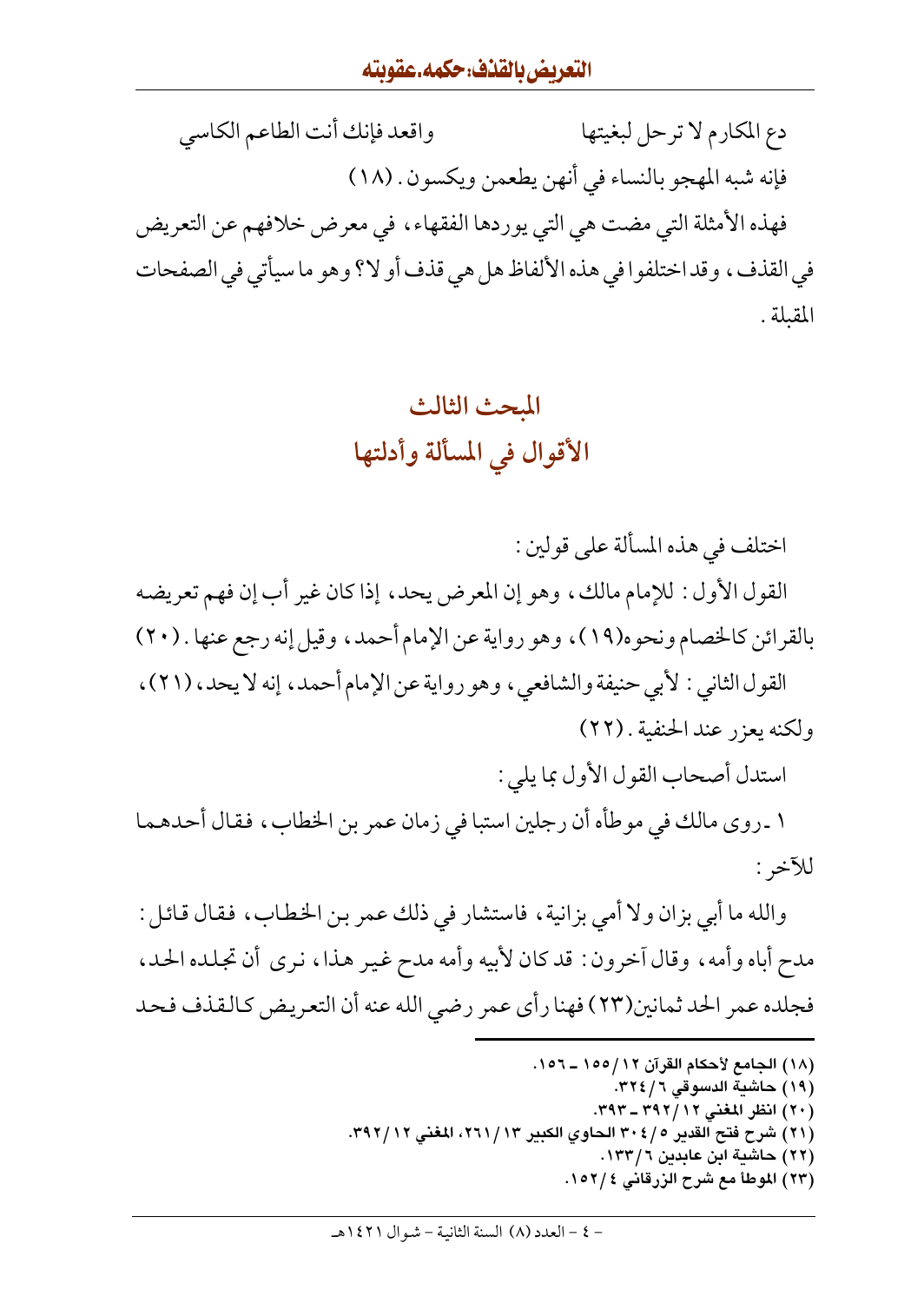دع المكارم لا ترحل لبغيتها          واقعد فإنك أنت الطاعم الكاسي

فإنه شبه المهجو بالنساء في أنهن يطعمن ويكسون. (١٨)

فهذه الأمثلة التي مضت هي التي يوردها الفقهاء، في معرض خلافهم عن التعريض في القذف، وقد اختلفوا في هذه الألفاظ هل هي قذف أو لا؟ وهو ما سيأتي في الصفحات المقبلة.

## المبحث الثالث
## الأقوال في المسألة وأدلتها

اختلف في هذه المسألة على قولين:

القول الأول: للإمام مالك، وهو إن المعرض يحد، إذا كان غير أب إن فهم تعريضه بالقرائن كالخصام ونحوه(١٩)، وهو رواية عن الإمام أحمد، وقيل إنه رجع عنها. (٢٠)

القول الثاني: لأبي حنيفة والشافعي، وهو رواية عن الإمام أحمد، إنه لا يحد، (٢١)، ولكنه يعزر عند الحنفية. (٢٢)

استدل أصحاب القول الأول بما يلي:

١ ـ روى مالك في موطأه أن رجلين استبا في زمان عمر بن الخطاب، فقال أحدهما للآخر:

والله ما أبي بزان ولا أمي بزانية، فاستشار في ذلك عمر بن الخطاب، فقال قائل: مدح أباه وأمه، وقال آخرون: قد كان لأبيه وأمه مدح غير هذا، نرى أن تجلده الحد، فجلده عمر الحد ثمانين(٢٣) فهنا رأى عمر رضي الله عنه أن التعريض كالقذف فحد

---

(١٨) الجامع لأحكام القرآن ١٢/١٥٥ ـ ١٥٦.

(١٩) حاشية الدسوقي ٦/٣٢٤.

(٢٠) انظر المغني ١٢/٣٩٢ ـ ٣٩٣.

(٢١) شرح فتح القدير ٥/٣٠٤ الحاوي الكبير ١٣/٢٦١، المغني ١٢/٣٩٢.

(٢٢) حاشية ابن عابدين ٦/١٣٣.

(٢٣) الموطأ مع شرح الزرقاني ٤/١٥٢.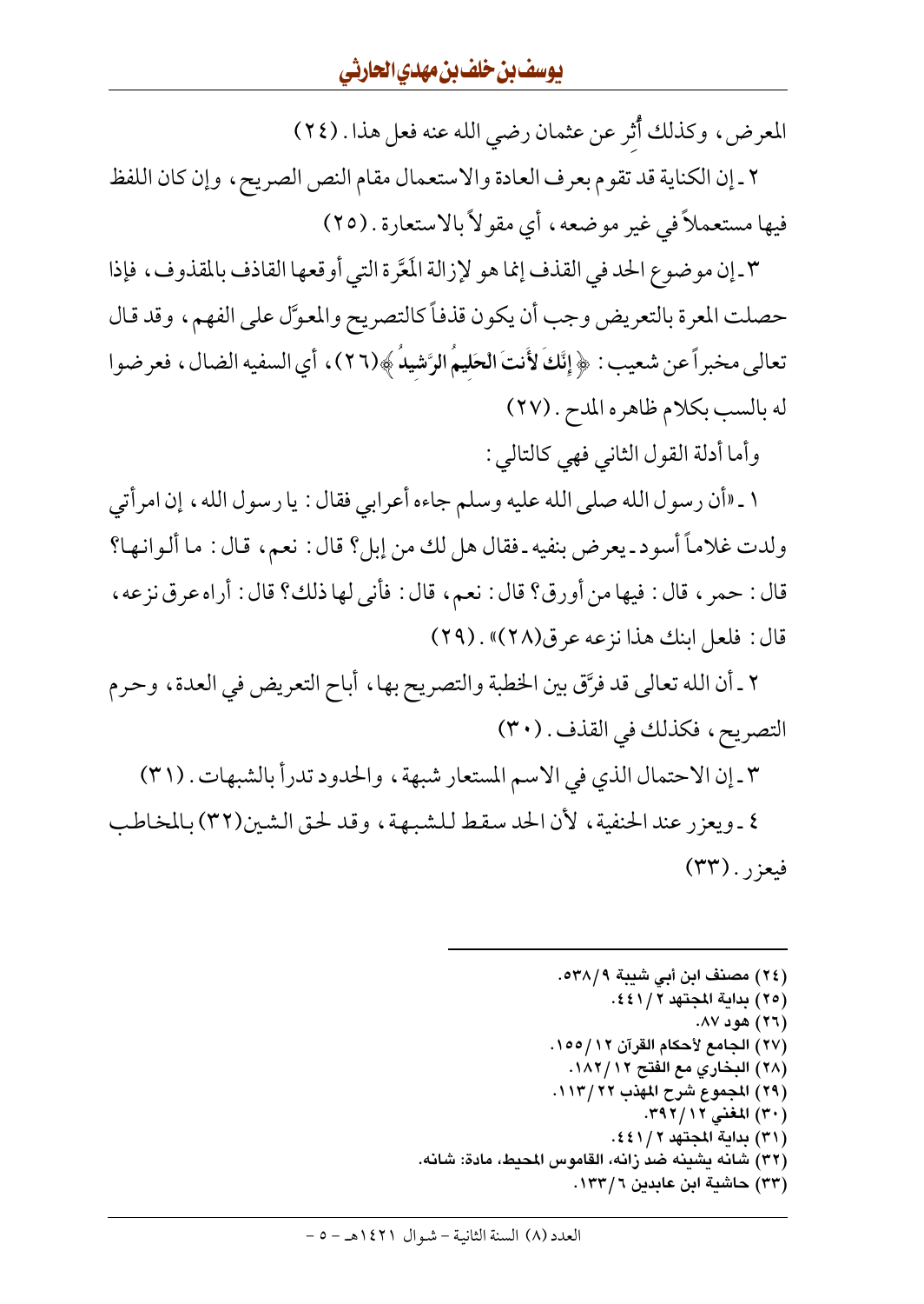المعرض، وكذلك أُثر عن عثمان رضي الله عنه فعل هذا. (٢٤)

٢ ـ إن الكناية قد تقوم بعرف العادة والاستعمال مقام النص الصريح، وإن كان اللفظ فيها مستعملاً في غير موضعه، أي مقولاً بالاستعارة. (٢٥)

٣ ـ إن موضوع الحد في القذف إنما هو لإزالة المَعَرَّة التي أوقعها القاذف بالمقذوف، فإذا حصلت المعرة بالتعريض وجب أن يكون قذفاً كالتصريح والمعوّل على الفهم، وقد قال تعالى مخبراً عن شعيب: ﴿إِنَّكَ لَأَنتَ الحَلِيمُ الرَّشِيدُ﴾(٢٦)، أي السفيه الضال، فعرضوا له بالسب بكلام ظاهره المدح. (٢٧)

وأما أدلة القول الثاني فهي كالتالي:

١ ـ «أن رسول الله صلى الله عليه وسلم جاءه أعرابي فقال: يا رسول الله، إن امرأتي ولدت غلاماً أسود ـ يعرض بنفيه ـ فقال هل لك من إبل؟ قال: نعم، قال: ما ألوانها؟ قال: حمر، قال: فيها من أورق؟ قال: نعم، قال: فأنى لها ذلك؟ قال: أراه عرق نزعه، قال: فلعل ابنك هذا نزعه عرق(٢٨)». (٢٩)

٢ ـ أن الله تعالى قد فرّق بين الخطبة والتصريح بها، أباح التعريض في العدة، وحرم التصريح، فكذلك في القذف. (٣٠)

٣ ـ إن الاحتمال الذي في الاسم المستعار شبهة، والحدود تدرأ بالشبهات. (٣١)

٤ ـ ويعزر عند الحنفية، لأن الحد سقط للشبهة، وقد لحق الشين(٣٢) بالمخاطب فيعزر. (٣٣)

---

(٢٤) مصنف ابن أبي شيبة ٩/٥٣٨.
(٢٥) بداية المجتهد ٢/٤٤١.
(٢٦) هود ٨٧.
(٢٧) الجامع لأحكام القرآن ١٢/١٥٥.
(٢٨) البخاري مع الفتح ١٢/١٨٢.
(٢٩) المجموع شرح المهذب ٢٢/١١٣.
(٣٠) المغني ١٢/٣٩٢.
(٣١) بداية المجتهد ٢/٤٤١.
(٣٢) شانه يشينه ضد زانه، القاموس المحيط، مادة: شانه.
(٣٣) حاشية ابن عابدين ٦/١٣٣.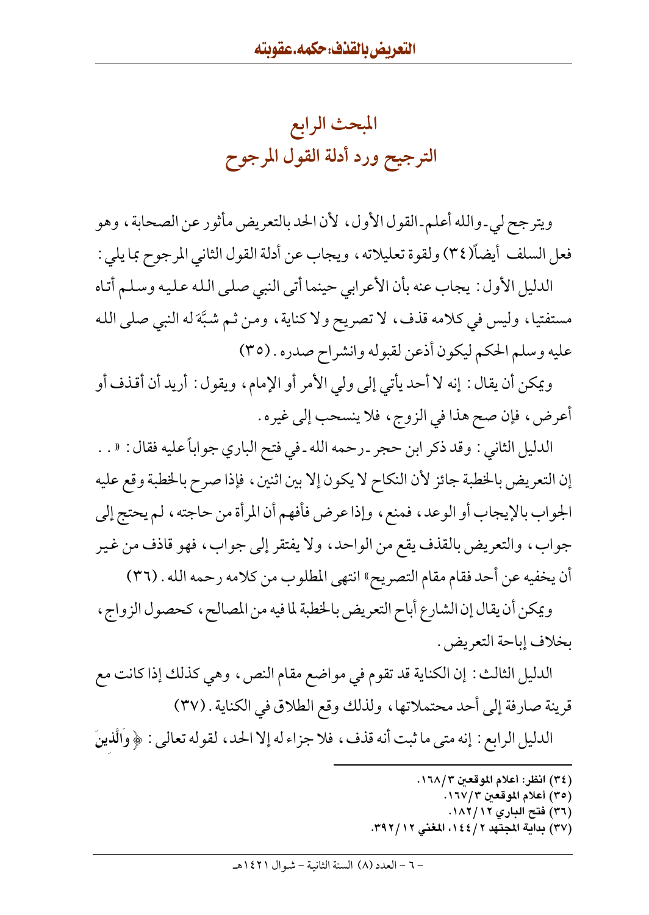# المبحث الرابع
# الترجيح ورد أدلة القول المرجوح

ويترجح لي ـ والله أعلم ـ القول الأول، لأن الحد بالتعريض مأثور عن الصحابة، وهو فعل السلف أيضاً(٣٤) ولقوة تعليلاته، ويجاب عن أدلة القول الثاني المرجوح بما يلي:

الدليل الأول: يجاب عنه بأن الأعرابي حينما أتى النبي صلى الله عليه وسلم أتاه مستفتيا، وليس في كلامه قذف، لا تصريح ولا كناية، ومن ثم شبَّهَ له النبي صلى الله عليه وسلم الحكم ليكون أذعن لقبوله وانشراح صدره. (٣٥)

ويمكن أن يقال: إنه لا أحد يأتي إلى ولي الأمر أو الإمام، ويقول: أريد أن أقذف أو أعرض، فإن صح هذا في الزوج، فلا ينسحب إلى غيره.

الدليل الثاني: وقد ذكر ابن حجر ـ رحمه الله ـ في فتح الباري جواباً عليه فقال: «.. إن التعريض بالخطبة جائز لأن النكاح لا يكون إلا بين اثنين، فإذا صرح بالخطبة وقع عليه الجواب بالإيجاب أو الوعد، فمنع، وإذا عرض فأفهم أن المرأة من حاجته، لم يحتج إلى جواب، والتعريض بالقذف يقع من الواحد، ولا يفتقر إلى جواب، فهو قاذف من غير أن يخفيه عن أحد فقام مقام التصريح» انتهى المطلوب من كلامه رحمه الله. (٣٦)

ويمكن أن يقال إن الشارع أباح التعريض بالخطبة لما فيه من المصالح، كحصول الزواج، بخلاف إباحة التعريض.

الدليل الثالث: إن الكناية قد تقوم في مواضع مقام النص، وهي كذلك إذا كانت مع قرينة صارفة إلى أحد محتملاتها، ولذلك وقع الطلاق في الكناية. (٣٧)

الدليل الرابع: إنه متى ما ثبت أنه قذف، فلا جزاء له إلا الحد، لقوله تعالى: ﴿وَالَّذِينَ

---

(٣٤) انظر: أعلام الموقعين ٣/١٦٨.

(٣٥) أعلام الموقعين ٣/١٦٧.

(٣٦) فتح الباري ١٢/١٨٢.

(٣٧) بداية المجتهد ٢/١٤٤، المغني ١٢/٣٩٢.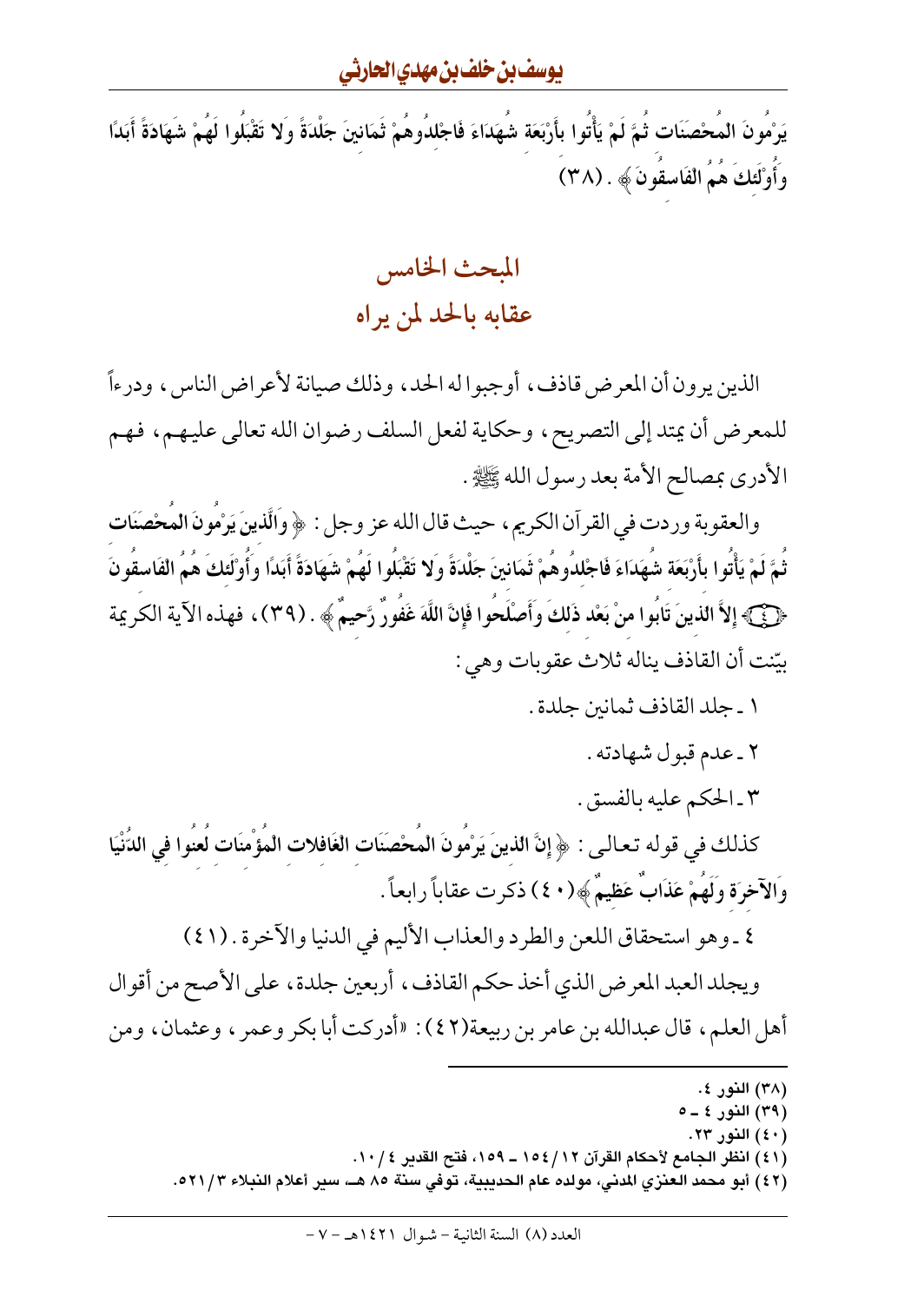يَرْمُونَ الْمُحْصَنَات ثُمَّ لَمْ يَأْتُوا بِأَرْبَعَة شُهَدَاءَ فَاجْلدُوهُمْ ثَمَانينَ جَلْدَةً وَلا تَقْبَلُوا لَهُمْ شَهَادَةً أَبَدًا وَأُوْلَئكَ هُمُ الْفَاسقُونَ﴾ . (٣٨)

## المبحث الخامس
## عقابه بالحد لمن يراه

الذين يرون أن المعرض قاذف، أوجبوا له الحد، وذلك صيانة لأعراض الناس، ودرءاً للمعرض أن يمتد إلى التصريح، وحكاية لفعل السلف رضوان الله تعالى عليهم، فهم الأدرى بمصالح الأمة بعد رسول الله ﷺ.

والعقوبة وردت في القرآن الكريم، حيث قال الله عز وجل: ﴿ **وَالَّذينَ يَرْمُونَ الْمُحْصَنَات ثُمَّ لَمْ يَأْتُوا بِأَرْبَعَة شُهَدَاءَ فَاجْلدُوهُمْ ثَمَانينَ جَلْدَةً وَلا تَقْبَلُوا لَهُمْ شَهَادَةً أَبَدًا وَأُوْلَئكَ هُمُ الْفَاسقُونَ (٤) إِلاَّ الَّذينَ تَابُوا منْ بَعْد ذَلكَ وَأَصْلَحُوا فَإِنَّ اللَّهَ غَفُورٌ رَّحيمٌ** ﴾ . (٣٩)، فهذه الآية الكريمة بيّنت أن القاذف يناله ثلاث عقوبات وهي:

١ ـ جلد القاذف ثمانين جلدة.

٢ ـ عدم قبول شهادته.

٣ ـ الحكم عليه بالفسق.

كذلك في قوله تعالى: ﴿ **إِنَّ الَّذينَ يَرْمُونَ الْمُحْصَنَات الْغَافلات الْمُؤْمنَات لُعنُوا في الدُّنْيَا وَالآخرَة وَلَهُمْ عَذَابٌ عَظيمٌ** ﴾(٤٠) ذكرت عقاباً رابعاً.

٤ ـ وهو استحقاق اللعن والطرد والعذاب الأليم في الدنيا والآخرة. (٤١)

ويجلد العبد المعرض الذي أخذ حكم القاذف، أربعين جلدة، على الأصح من أقوال أهل العلم، قال عبدالله بن عامر بن ربيعة(٤٢): «أدركت أبا بكر وعمر، وعثمان، ومن

---

(٣٨) النور ٤.

(٣٩) النور ٤ ـ ٥

(٤٠) النور ٢٣.

(٤١) انظر الجامع لأحكام القرآن ١٢/ ١٥٤ ـ ١٥٩، فتح القدير ٤/ ١٠.

(٤٢) أبو محمد العنزي المدني، مولده عام الحديبية، توفي سنة ٨٥ هـ، سير أعلام النبلاء ٣/ ٥٢١.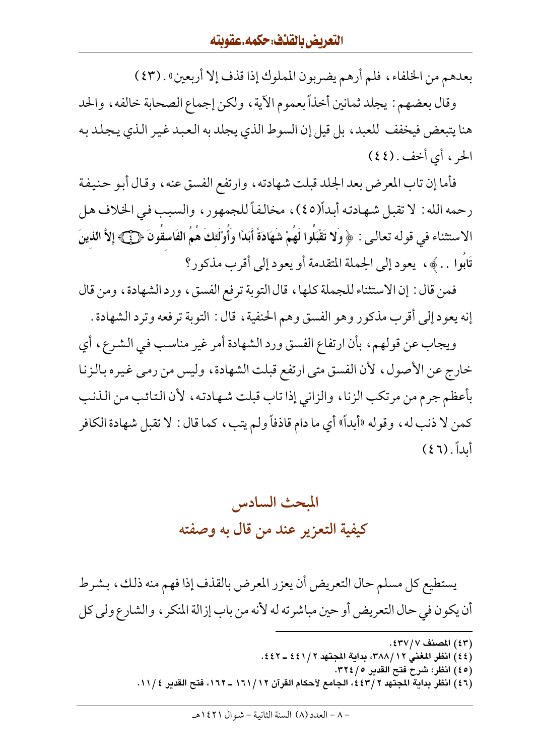بعدهم من الخلفاء، فلم أرهم يضربون المملوك إذا قذف إلا أربعين». (٤٣)

وقال بعضهم: يجلد ثمانين أخذاً بعموم الآية، ولكن إجماع الصحابة خالفه، والحد هنا يتبعض فيخفف للعبد، بل قيل إن السوط الذي يجلد به العبد غير الذي يجلد به الحر، أي أخف. (٤٤)

فأما إن تاب المعرض بعد الجلد قبلت شهادته، وارتفع الفسق عنه، وقال أبو حنيفة رحمه الله: لا تقبل شهادته أبداً(٤٥)، مخالفاً للجمهور، والسبب في الخلاف هل الاستثناء في قوله تعالى: ﴿ **وَلا تَقْبَلُوا لَهُمْ شَهَادَةً أَبَدًا وَأُوْلَئِكَ هُمُ الْفَاسِقُونَ ﴿٤﴾ إِلاَّ الَّذِينَ تَابُوا ..** ﴾، يعود إلى الجملة المتقدمة أو يعود إلى أقرب مذكور؟

فمن قال: إن الاستثناء للجملة كلها، قال التوبة ترفع الفسق، ورد الشهادة، ومن قال إنه يعود إلى أقرب مذكور وهو الفسق وهم الحنفية، قال: التوبة ترفعه وترد الشهادة.

ويجاب عن قولهم، بأن ارتفاع الفسق ورد الشهادة أمر غير مناسب في الشرع، أي خارج عن الأصول، لأن الفسق متى ارتفع قبلت الشهادة، وليس من رمى غيره بالزنا بأعظم جرم من مرتكب الزنا، والزاني إذا تاب قبلت شهادته، لأن التائب من الذنب كمن لا ذنب له، وقوله «أبداً» أي ما دام قاذفاً ولم يتب، كما قال: لا تقبل شهادة الكافر أبداً. (٤٦)

## المبحث السادس
## كيفية التعزير عند من قال به وصفته

يستطيع كل مسلم حال التعريض أن يعزر المعرض بالقذف إذا فهم منه ذلك، بشرط أن يكون في حال التعريض أو حين مباشرته له لأنه من باب إزالة المنكر، والشارع ولى كل

---

(٤٣) المصنف ٧/٤٣٧.

(٤٤) انظر المغني ١٢/٣٨٨، بداية المجتهد ٢/٤٤١ ـ ٤٤٢.

(٤٥) انظر: شرح فتح القدير ٥/٣٢٤.

(٤٦) انظر بداية المجتهد ٢/٤٤٣، الجامع لأحكام القرآن ١٢/١٦١ ـ ١٦٢، فتح القدير ٤/١١.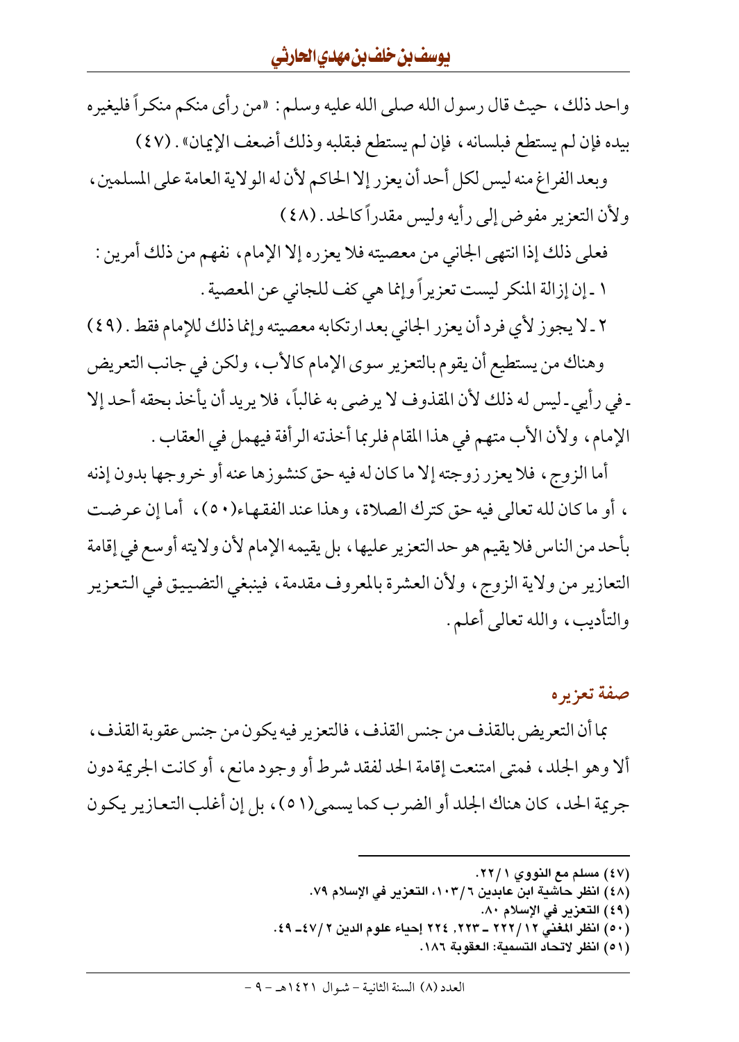واحد ذلك، حيث قال رسول الله صلى الله عليه وسلم: «من رأى منكم منكراً فليغيره بيده فإن لم يستطع فبلسانه، فإن لم يستطع فبقلبه وذلك أضعف الإيمان». (٤٧)

وبعد الفراغ منه ليس لكل أحد أن يعزر إلا الحاكم لأن له الولاية العامة على المسلمين، ولأن التعزير مفوض إلى رأيه وليس مقدراً كالحد. (٤٨)

فعلى ذلك إذا انتهى الجاني من معصيته فلا يعزره إلا الإمام، نفهم من ذلك أمرين:

١ ـ إن إزالة المنكر ليست تعزيراً وإنما هي كف للجاني عن المعصية.

٢ ـ لا يجوز لأي فرد أن يعزر الجاني بعد ارتكابه معصيته وإنما ذلك للإمام فقط. (٤٩)

وهناك من يستطيع أن يقوم بالتعزير سوى الإمام كالأب، ولكن في جانب التعريض ـ في رأيي ـ ليس له ذلك لأن المقذوف لا يرضى به غالباً، فلا يريد أن يأخذ بحقه أحد إلا الإمام، ولأن الأب متهم في هذا المقام فلربما أخذته الرأفة فيهمل في العقاب.

أما الزوج، فلا يعزر زوجته إلا ما كان له فيه حق كنشوزها عنه أو خروجها بدون إذنه، أو ما كان لله تعالى فيه حق كترك الصلاة، وهذا عند الفقهاء(٥٠)، أما إن عرضت بأحد من الناس فلا يقيم هو حد التعزير عليها، بل يقيمه الإمام لأن ولايته أوسع في إقامة التعازير من ولاية الزوج، ولأن العشرة بالمعروف مقدمة، فينبغي التضييق في التعزير والتأديب، والله تعالى أعلم.

## صفة تعزيره

بما أن التعريض بالقذف من جنس القذف، فالتعزير فيه يكون من جنس عقوبة القذف، ألا وهو الجلد، فمتى امتنعت إقامة الحد لفقد شرط أو وجود مانع، أو كانت الجريمة دون جريمة الحد، كان هناك الجلد أو الضرب كما يسمى(٥١)، بل إن أغلب التعازير يكون

---

(٤٧) مسلم مع النووي ١/٢٢.

(٤٨) انظر حاشية ابن عابدين ٦/١٠٣، التعزير في الإسلام ٧٩.

(٤٩) التعزير في الإسلام ٨٠.

(٥٠) انظر المغني ١٢/٢٢٢ ـ ٢٢٣، ٢٢٤ إحياء علوم الدين ٢/٤٧ـ ٤٩.

(٥١) انظر لاتحاد التسمية: العقوبة ١٨٦.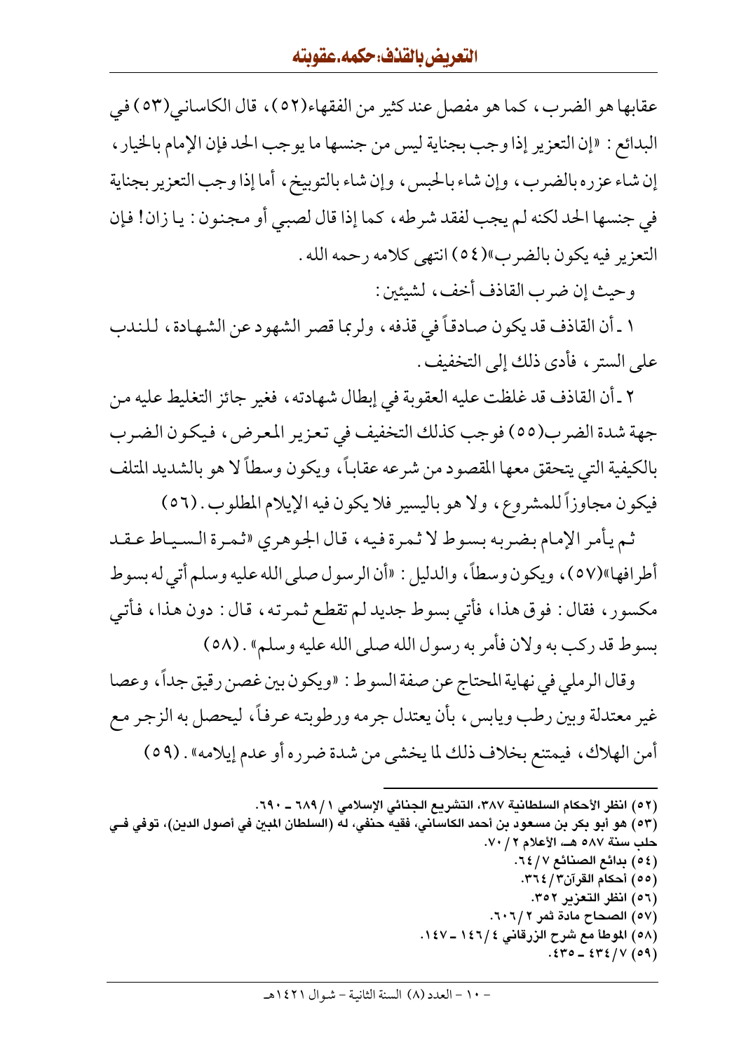عقابها هو الضرب، كما هو مفصل عند كثير من الفقهاء(٥٢)، قال الكاساني(٥٣) في البدائع: «إن التعزير إذا وجب بجناية ليس من جنسها ما يوجب الحد فإن الإمام بالخيار، إن شاء عزره بالضرب، وإن شاء بالحبس، وإن شاء بالتوبيخ، أما إذا وجب التعزير بجناية في جنسها الحد لكنه لم يجب لفقد شرطه، كما إذا قال لصبي أو مجنون: يا زان! فإن التعزير فيه يكون بالضرب»(٥٤) انتهى كلامه رحمه الله.

وحيث إن ضرب القاذف أخف، لشيئين:

١ ـ أن القاذف قد يكون صادقاً في قذفه، ولربما قصر الشهود عن الشهادة، للندب على الستر، فأدى ذلك إلى التخفيف.

٢ ـ أن القاذف قد غلظت عليه العقوبة في إبطال شهادته، فغير جائز التغليظ عليه من جهة شدة الضرب(٥٥) فوجب كذلك التخفيف في تعزير المعرض، فيكون الضرب بالكيفية التي يتحقق معها المقصود من شرعه عقاباً، ويكون وسطاً لا هو بالشديد المتلف فيكون مجاوزاً للمشروع، ولا هو باليسير فلا يكون فيه الإيلام المطلوب. (٥٦)

ثم يأمر الإمام بضربه بسوط لا ثمرة فيه، قال الجوهري «ثمرة السياط عقد أطرافها»(٥٧)، ويكون وسطاً، والدليل: «أن الرسول صلى الله عليه وسلم أتي له بسوط مكسور، فقال: فوق هذا، فأتي بسوط جديد لم تقطع ثمرته، قال: دون هذا، فأتي بسوط قد ركب به ولان فأمر به رسول الله صلى الله عليه وسلم». (٥٨)

وقال الرملي في نهاية المحتاج عن صفة السوط: «ويكون بين غصن رقيق جداً، وعصا غير معتدلة وبين رطب ويابس، بأن يعتدل جرمه ورطوبته عرفاً، ليحصل به الزجر مع أمن الهلاك، فيمتنع بخلاف ذلك لما يخشى من شدة ضرره أو عدم إيلامه». (٥٩)

---

(٥٢) انظر الأحكام السلطانية ٣٨٧، التشريع الجنائي الإسلامي ١ / ٦٨٩ ـ ٦٩٠.

(٥٣) هو أبو بكر بن مسعود بن أحمد الكاساني، فقيه حنفي، له (السلطان المبين في أصول الدين)، توفي في حلب سنة ٥٨٧ هـ، الأعلام ٢ / ٧٠.

(٥٤) بدائع الصنائع ٧ / ٦٤.

(٥٥) أحكام القرآن ٣ / ٣٦٤.

(٥٦) انظر التعزير ٣٥٢.

(٥٧) الصحاح مادة ثمر ٢ / ٦٠٦.

(٥٨) الموطأ مع شرح الزرقاني ٤ / ١٤٦ ـ ١٤٧.

(٥٩) ٧ / ٤٣٤ ـ ٤٣٥.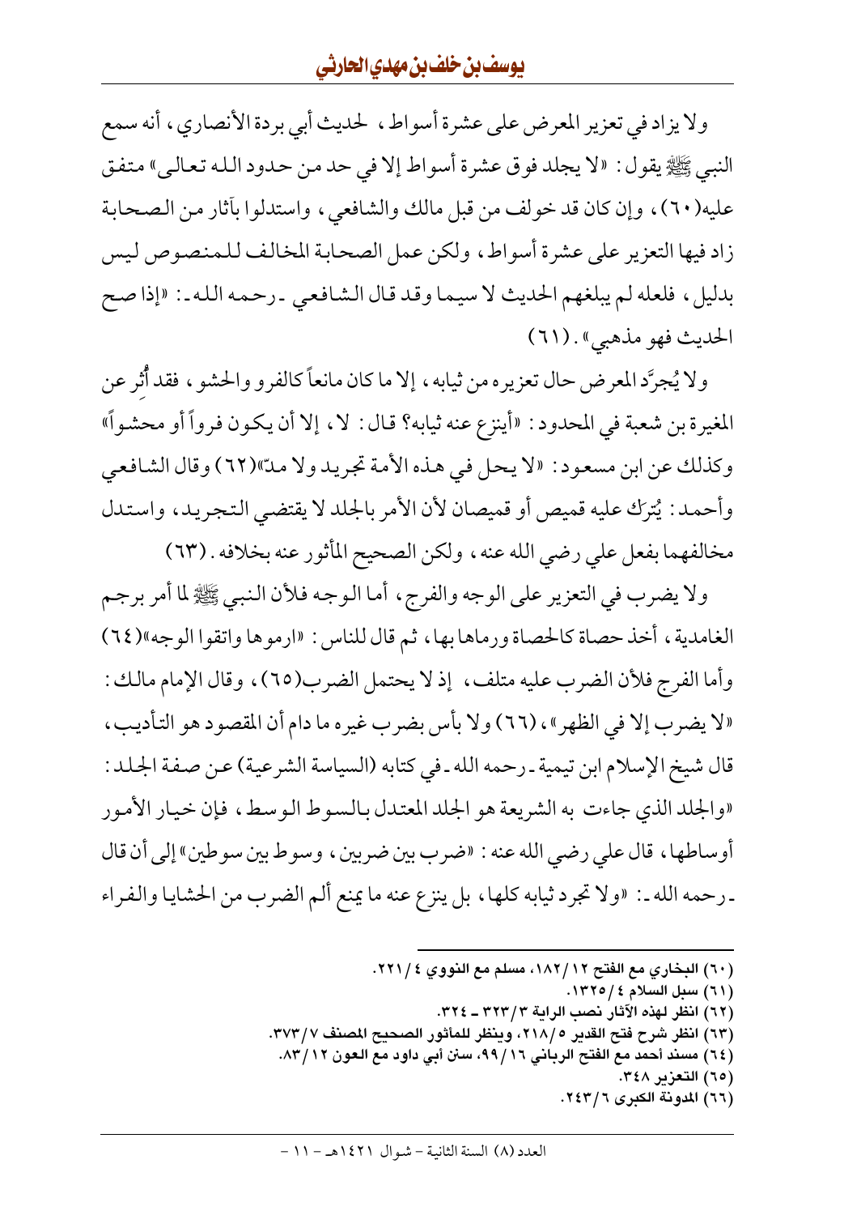ولا يزاد في تعزير المعرض على عشرة أسواط، لحديث أبي بردة الأنصاري، أنه سمع النبي ﷺ يقول: «لا يجلد فوق عشرة أسواط إلا في حد من حدود الله تعالى» متفق عليه(٦٠)، وإن كان قد خولف من قبل مالك والشافعي، واستدلوا بآثار من الصحابة زاد فيها التعزير على عشرة أسواط، ولكن عمل الصحابة المخالف للمنصوص ليس بدليل، فلعله لم يبلغهم الحديث لا سيما وقد قال الشافعي ـ رحمه الله ـ: «إذا صح الحديث فهو مذهبي». (٦١)

ولا يُجرَّد المعرض حال تعزيره من ثيابه، إلا ما كان مانعاً كالفرو والحشو، فقد أُثِر عن المغيرة بن شعبة في المحدود: «أينزع عنه ثيابه؟ قال: لا، إلا أن يكون فرواً أو محشواً» وكذلك عن ابن مسعود: «لا يحل في هذه الأمة تجريد ولا مدّ»(٦٢) وقال الشافعي وأحمد: يُترَك عليه قميص أو قميصان لأن الأمر بالجلد لا يقتضي التجريد، واستدل مخالفهما بفعل علي رضي الله عنه، ولكن الصحيح المأثور عنه بخلافه. (٦٣)

ولا يضرب في التعزير على الوجه والفرج، أما الوجه فلأن النبي ﷺ لما أمر برجم الغامدية، أخذ حصاة كالحصاة ورماها بها، ثم قال للناس: «ارموها واتقوا الوجه»(٦٤) وأما الفرج فلأن الضرب عليه متلف، إذ لا يحتمل الضرب(٦٥)، وقال الإمام مالك: «لا يضرب إلا في الظهر»، (٦٦) ولا بأس بضرب غيره ما دام أن المقصود هو التأديب، قال شيخ الإسلام ابن تيمية ـ رحمه الله ـ في كتابه (السياسة الشرعية) عن صفة الجلد: «والجلد الذي جاءت به الشريعة هو الجلد المعتدل بالسوط الوسط، فإن خيار الأمور أوساطها، قال علي رضي الله عنه: «ضرب بين ضربين، وسوط بين سوطين» إلى أن قال ـ رحمه الله ـ: «ولا تجرد ثيابه كلها، بل ينزع عنه ما يمنع ألم الضرب من الحشايا والفراء

---

(٦٠) البخاري مع الفتح ١٢/١٨٢، مسلم مع النووي ٤/٢٢١.
(٦١) سبل السلام ٤/١٣٢٥.
(٦٢) انظر لهذه الآثار نصب الراية ٣/٣٢٣ ـ ٣٢٤.
(٦٣) انظر شرح فتح القدير ٥/٢١٨، وينظر للمأثور الصحيح المصنف ٧/٣٧٣.
(٦٤) مسند أحمد مع الفتح الرباني ١٦/٩٩، سنن أبي داود مع العون ١٢/٨٣.
(٦٥) التعزير ٣٤٨.
(٦٦) المدونة الكبرى ٦/٢٤٣.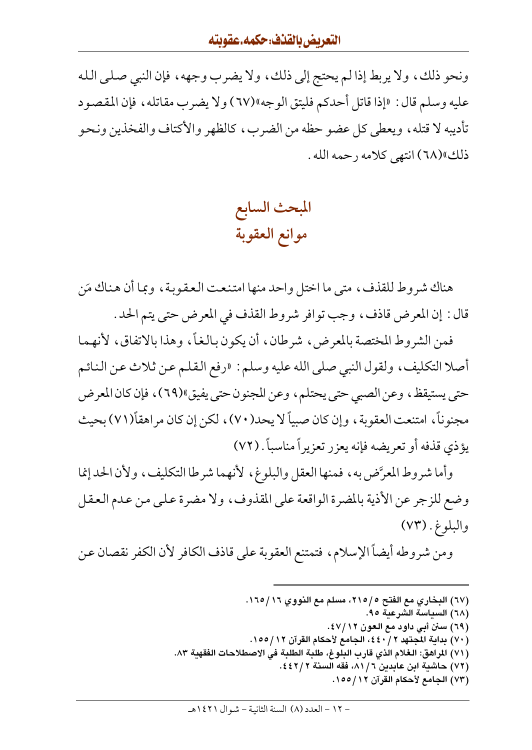ونحو ذلك، ولا يربط إذا لم يحتج إلى ذلك، ولا يضرب وجهه، فإن النبي صلى الله عليه وسلم قال: «إذا قاتل أحدكم فليتق الوجه»(٦٧) ولا يضرب مقاتله، فإن المقصود تأديبه لا قتله، ويعطى كل عضو حظه من الضرب، كالظهر والأكتاف والفخذين ونحو ذلك»(٦٨) انتهى كلامه رحمه الله.

## المبحث السابع
## موانع العقوبة

هناك شروط للقذف، متى ما اختل واحد منها امتنعت العقوبة، وبما أن هناك مَن قال: إن المعرض قاذف، وجب توافر شروط القذف في المعرض حتى يتم الحد.

فمن الشروط المختصة بالمعرض، شرطان، أن يكون بالغاً، وهذا بالاتفاق، لأنهما أصلا التكليف، ولقول النبي صلى الله عليه وسلم: «رفع القلم عن ثلاث عن النائم حتى يستيقظ، وعن الصبي حتى يحتلم، وعن المجنون حتى يفيق»(٦٩)، فإن كان المعرض مجنوناً، امتنعت العقوبة، وإن كان صبياً لا يحد(٧٠)، لكن إن كان مراهقاً(٧١) بحيث يؤذي قذفه أو تعريضه فإنه يعزر تعزيراً مناسباً. (٧٢)

وأما شروط المعرَّض به، فمنها العقل والبلوغ، لأنهما شرطا التكليف، ولأن الحد إنما وضع للزجر عن الأذية بالمضرة الواقعة على المقذوف، ولا مضرة على من عدم العقل والبلوغ. (٧٣)

ومن شروطه أيضاً الإسلام، فتمتنع العقوبة على قاذف الكافر لأن الكفر نقصان عن

---

(٦٧) البخاري مع الفتح ٥/٢١٥، مسلم مع النووي ١٦/١٦٥.
(٦٨) السياسة الشرعية ٩٥.
(٦٩) سنن أبي داود مع العون ١٢/٤٧.
(٧٠) بداية المجتهد ٢/٤٤٠، الجامع لأحكام القرآن ١٢/١٥٥.
(٧١) المراهق: الغلام الذي قارب البلوغ، طلبة الطلبة في الاصطلاحات الفقهية ٨٣.
(٧٢) حاشية ابن عابدين ٦/٨١، فقه السنة ٢/٤٤٢.
(٧٣) الجامع لأحكام القرآن ١٢/١٥٥.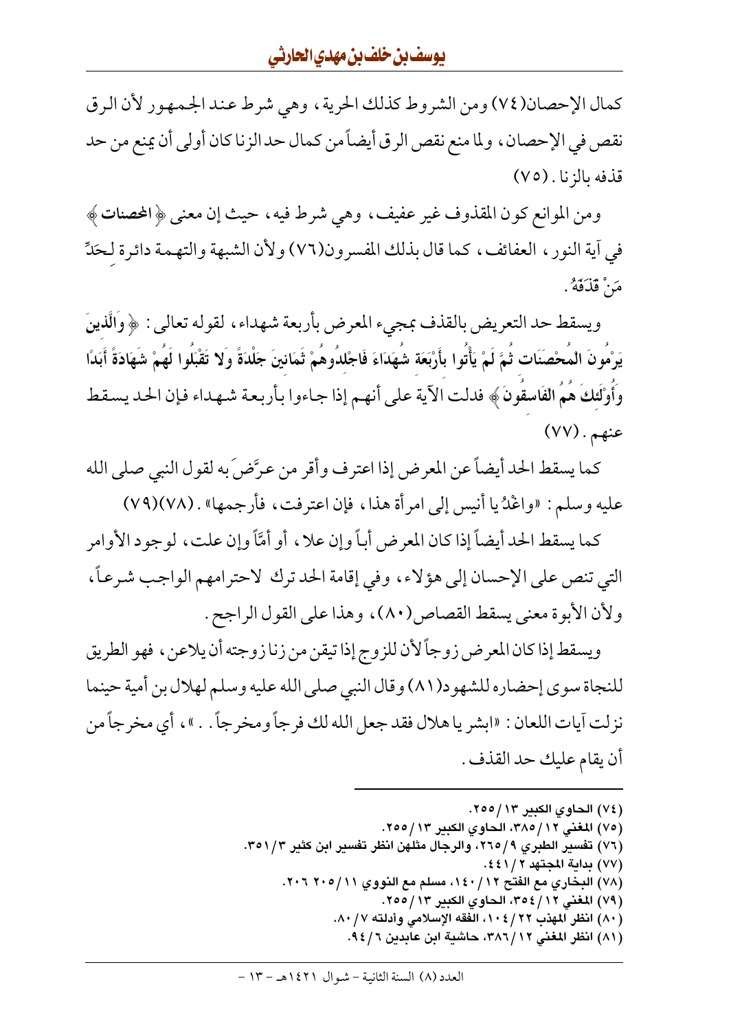كمال الإحصان(٧٤) ومن الشروط كذلك الحرية، وهي شرط عند الجمهور لأن الرق نقص في الإحصان، ولما منع نقص الرق أيضاً من كمال حد الزنا كان أولى أن يمنع من حد قذفه بالزنا. (٧٥)

ومن الموانع كون المقذوف غير عفيف، وهي شرط فيه، حيث إن معنى ﴿**المحصنات**﴾ في آية النور، العفائف، كما قال بذلك المفسرون(٧٦) ولأن الشبهة والتهمة دائرة لِحَدِّ مَنْ قَذَفَهُ.

ويسقط حد التعريض بالقذف بمجيء المعرض بأربعة شهداء، لقوله تعالى: ﴿**وَالَّذِينَ يَرْمُونَ الْمُحْصَنَاتِ ثُمَّ لَمْ يَأْتُوا بِأَرْبَعَةِ شُهَدَاءَ فَاجْلِدُوهُمْ ثَمَانِينَ جَلْدَةً وَلا تَقْبَلُوا لَهُمْ شَهَادَةً أَبَدًا وَأُوْلَئِكَ هُمُ الْفَاسِقُونَ**﴾ فدلت الآية على أنهم إذا جاءوا بأربعة شهداء فإن الحد يسقط عنهم. (٧٧)

كما يسقط الحد أيضاً عن المعرض إذا اعترف وأقر من عرَّضَ به لقول النبي صلى الله عليه وسلم: «واغْدُ يا أنيس إلى امرأة هذا، فإن اعترفت، فأرجمها». (٧٨)(٧٩)

كما يسقط الحد أيضاً إذا كان المعرض أباً وإن علا، أو أمّاً وإن علت، لوجود الأوامر التي تنص على الإحسان إلى هؤلاء، وفي إقامة الحد ترك لاحترامهم الواجب شرعاً، ولأن الأبوة معنى يسقط القصاص(٨٠)، وهذا على القول الراجح.

ويسقط إذا كان المعرض زوجاً لأن للزوج إذا تيقن من زنا زوجته أن يلاعن، فهو الطريق للنجاة سوى إحضاره للشهود(٨١) وقال النبي صلى الله عليه وسلم لهلال بن أمية حينما نزلت آيات اللعان: «ابشر يا هلال فقد جعل الله لك فرجاً ومخرجاً..»، أي مخرجاً من أن يقام عليك حد القذف.

---

(٧٤) الحاوي الكبير ١٣/٢٥٥.
(٧٥) المغني ١٢/٣٨٥، الحاوي الكبير ١٣/٢٥٥.
(٧٦) تفسير الطبري ٩/٢٦٥، والرجال مثلهن انظر تفسير ابن كثير ٣/٣٥١.
(٧٧) بداية المجتهد ٢/٤٤١.
(٧٨) البخاري مع الفتح ١٢/١٤٠، مسلم مع النووي ١١/٢٠٥ ٢٠٦.
(٧٩) المغني ١٢/٣٥٤، الحاوي الكبير ١٣/٢٥٥.
(٨٠) انظر المهذب ٢٢/١٠٤، الفقه الإسلامي وأدلته ٧/٨٠.
(٨١) انظر المغني ١٢/٣٨٦، حاشية ابن عابدين ٦/٩٤.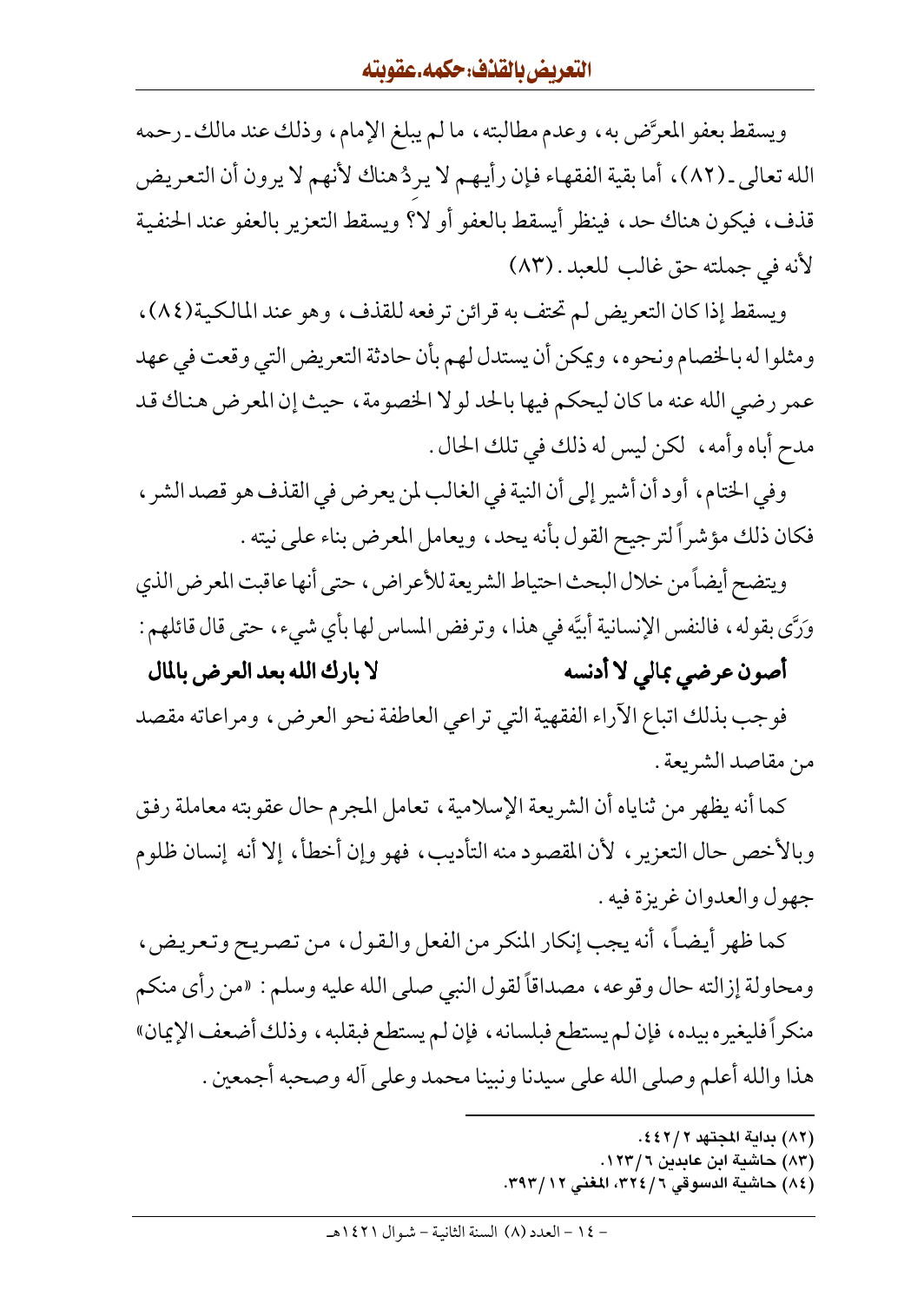ويسقط بعفو المعرَّض به، وعدم مطالبته، ما لم يبلغ الإمام، وذلك عند مالك ـ رحمه الله تعالى ـ (٨٢)، أما بقية الفقهاء فإن رأيهم لا يردُ هناك لأنهم لا يرون أن التعريض قذف، فيكون هناك حد، فينظر أيسقط بالعفو أو لا؟ ويسقط التعزير بالعفو عند الحنفية لأنه في جملته حق غالب للعبد. (٨٣)

ويسقط إذا كان التعريض لم تحتف به قرائن ترفعه للقذف، وهو عند المالكية(٨٤)، ومثلوا له بالخصام ونحوه، ويمكن أن يستدل لهم بأن حادثة التعريض التي وقعت في عهد عمر رضي الله عنه ما كان ليحكم فيها بالحد لولا الخصومة، حيث إن المعرض هناك قد مدح أباه وأمه، لكن ليس له ذلك في تلك الحال.

وفي الختام، أود أن أشير إلى أن النية في الغالب لمن يعرض في القذف هو قصد الشر، فكان ذلك مؤشراً لترجيح القول بأنه يحد، ويعامل المعرض بناء على نيته.

ويتضح أيضاً من خلال البحث احتياط الشريعة للأعراض، حتى أنها عاقبت المعرض الذي وَرَّى بقوله، فالنفس الإنسانية أبيَّة في هذا، وترفض المساس لها بأي شيء، حتى قال قائلهم:

**أصون عرضي بمالي لا أدنسه          لا بارك الله بعد العرض بالمال**

فوجب بذلك اتباع الآراء الفقهية التي تراعي العاطفة نحو العرض، ومراعاته مقصد من مقاصد الشريعة.

كما أنه يظهر من ثناياه أن الشريعة الإسلامية، تعامل المجرم حال عقوبته معاملة رفق وبالأخص حال التعزير، لأن المقصود منه التأديب، فهو وإن أخطأ، إلا أنه إنسان ظلوم جهول والعدوان غريزة فيه.

كما ظهر أيضاً، أنه يجب إنكار المنكر من الفعل والقول، من تصريح وتعريض، ومحاولة إزالته حال وقوعه، مصداقاً لقول النبي صلى الله عليه وسلم: «من رأى منكم منكراً فليغيره بيده، فإن لم يستطع فبلسانه، فإن لم يستطع فبقلبه، وذلك أضعف الإيمان» هذا والله أعلم وصلى الله على سيدنا ونبينا محمد وعلى آله وصحبه أجمعين.

---

(٨٢) بداية المجتهد ٢/٤٤٢.
(٨٣) حاشية ابن عابدين ٦/١٢٣.
(٨٤) حاشية الدسوقي ٦/٣٢٤، المغني ١٢/٣٩٣.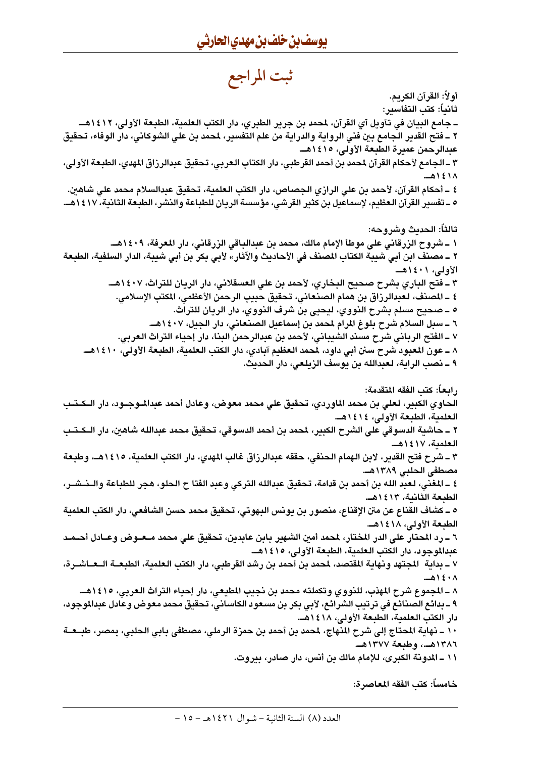# ثبت المراجع

أولاً: القرآن الكريم.

ثانياً: كتب التفاسير:

ـ جامع البيان في تأويل آي القرآن، لمحمد بن جرير الطبري، دار الكتب العلمية، الطبعة الأولى، ١٤١٢هـ.

٢ ـ فتح القدير الجامع بين فني الرواية والدراية من علم التفسير، لمحمد بن علي الشوكاني، دار الوفاء، تحقيق عبدالرحمن عميرة الطبعة الأولى، ١٤١٥هـ.

٣ ـ الجامع لأحكام القرآن لمحمد بن أحمد القرطبي، دار الكتاب العربي، تحقيق عبدالرزاق المهدي، الطبعة الأولى، ١٤١٨هـ.

٤ ـ أحكام القرآن، لأحمد بن علي الرازي الجصاص، دار الكتب العلمية، تحقيق عبدالسلام محمد علي شاهين.

٥ ـ تفسير القرآن العظيم، لإسماعيل بن كثير القرشي، مؤسسة الريان للطباعة والنشر، الطبعة الثانية، ١٤١٧هـ.

ثالثاً: الحديث وشروحه:

١ ـ شروح الزرقاني على موطأ الإمام مالك، محمد بن عبدالباقي الزرقاني، دار المعرفة، ١٤٠٩هـ.

٢ ـ مصنف ابن أبي شيبة الكتاب المصنف في الأحاديث والآثار» لأبي بكر بن أبي شيبة، الدار السلفية، الطبعة الأولى، ١٤٠١هـ.

٣ ـ فتح الباري بشرح صحيح البخاري، لأحمد بن علي العسقلاني، دار الريان للتراث، ١٤٠٧هـ.

٤ ـ المصنف، لعبدالرزاق بن همام الصنعاني، تحقيق حبيب الرحمن الأعظمي، المكتب الإسلامي.

٥ ـ صحيح مسلم بشرح النووي، ليحيى بن شرف النووي، دار الريان للتراث.

٦ ـ سبل السلام شرح بلوغ المرام لمحمد بن إسماعيل الصنعاني، دار الجيل، ١٤٠٧هـ.

٧ ـ الفتح الرباني شرح مسند الشيباني، لأحمد بن عبدالرحمن البنا، دار إحياء التراث العربي.

٨ ـ عون المعبود شرح سنن أبي داود، لمحمد العظيم آبادي، دار الكتب العلمية، الطبعة الأولى، ١٤١٠هـ.

٩ ـ نصب الراية، لعبدالله بن يوسف الزيلعي، دار الحديث.

رابعاً: كتب الفقه المتقدمة:

الحاوي الكبير، لعلي بن محمد الماوردي، تحقيق علي محمد معوض، وعادل أحمد عبدالموجود، دار الكتب العلمية، الطبعة الأولى، ١٤١٤هـ.

٢ ـ حاشية الدسوقي على الشرح الكبير، لمحمد بن أحمد الدسوقي، تحقيق محمد عبدالله شاهين، دار الكتب العلمية، ١٤١٧هـ.

٣ ـ شرح فتح القدير، لابن الهمام الحنفي، حققه عبدالرزاق غالب المهدي، دار الكتب العلمية، ١٤١٥هـ، وطبعة مصطفى الحلبي ١٣٨٩هـ.

٤ ـ المغني، لعبد الله بن أحمد بن قدامة، تحقيق عبدالله التركي وعبد الفتا ح الحلو، هجر للطباعة والنشر، الطبعة الثانية، ١٤١٣هـ.

٥ ـ كشاف القناع عن متن الإقناع، منصور بن يونس البهوتي، تحقيق محمد حسن الشافعي، دار الكتب العلمية الطبعة الأولى، ١٤١٨هـ.

٦ ـ رد المحتار على الدر المختار، لمحمد أمين الشهير بابن عابدين، تحقيق علي محمد معوض وعادل أحمد عبدالموجود، دار الكتب العلمية، الطبعة الأولى، ١٤١٥هـ.

٧ ـ بداية المجتهد ونهاية المقتصد، لمحمد بن أحمد بن رشد القرطبي، دار الكتب العلمية، الطبعة العاشرة، ١٤٠٨هـ.

٨ ـ المجموع شرح المهذب، للنووي وتكملته محمد بن نجيب المطيعي، دار إحياء التراث العربي، ١٤١٥هـ.

٩ ـ بدائع الصنائع في ترتيب الشرائع، لأبي بكر بن مسعود الكاساني، تحقيق محمد معوض وعادل عبدالموجود، دار الكتب العلمية، الطبعة الأولى، ١٤١٨هـ.

١٠ ـ نهاية المحتاج إلى شرح المنهاج، لمحمد بن أحمد بن حمزة الرملي، مصطفى بابي الحلبي، بمصر، طبعة ١٣٨٦هـ، وطبعة ١٣٧٧هـ.

١١ ـ المدونة الكبرى، للإمام مالك بن أنس، دار صادر، بيروت.

خامساً: كتب الفقه المعاصرة: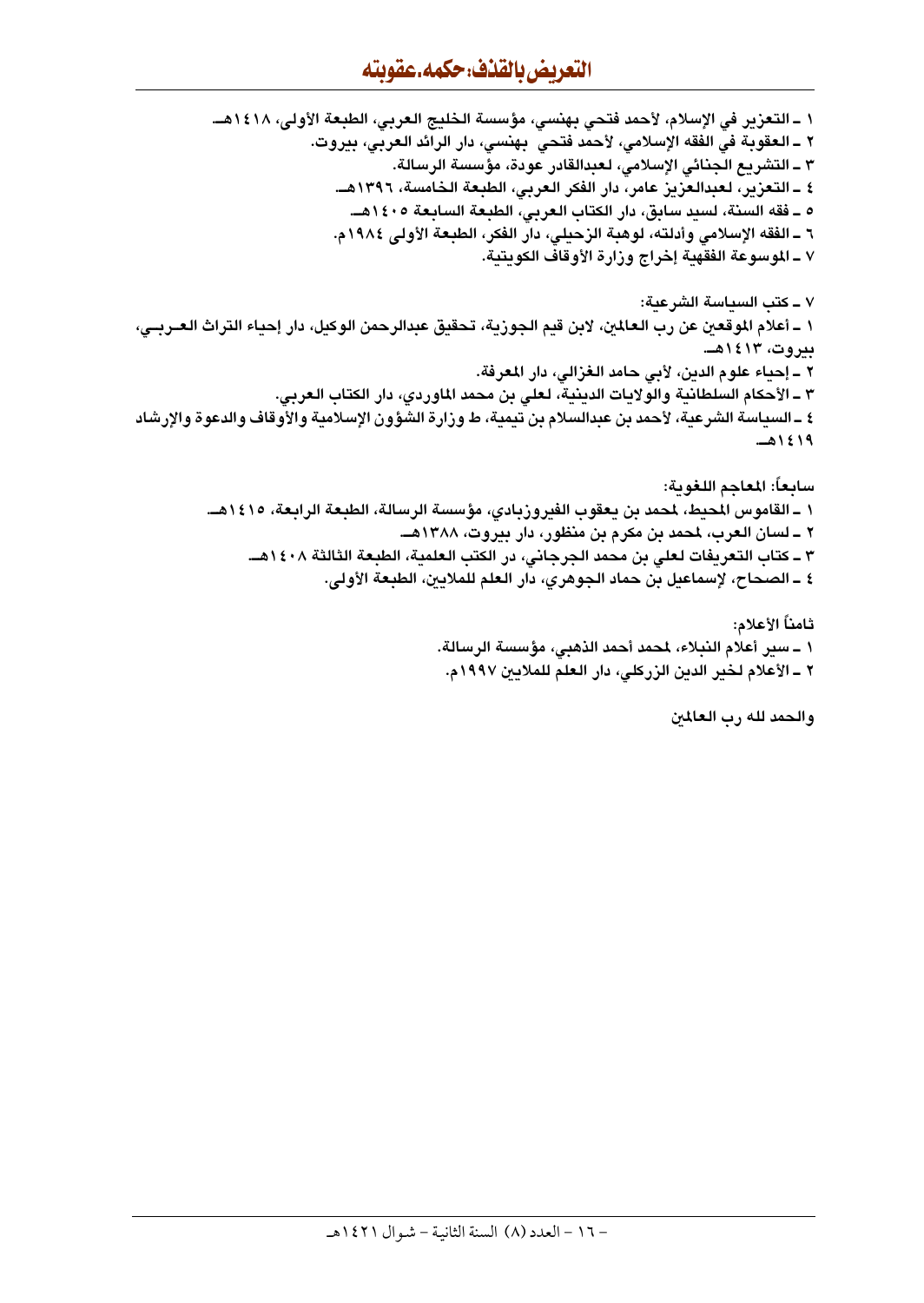١ ـ التعزير في الإسلام، لأحمد فتحي بهنسي، مؤسسة الخليج العربي، الطبعة الأولى، ١٤١٨هـ.
٢ ـ العقوبة في الفقه الإسلامي، لأحمد فتحي بهنسي، دار الرائد العربي، بيروت.
٣ ـ التشريع الجنائي الإسلامي، لعبدالقادر عودة، مؤسسة الرسالة.
٤ ـ التعزير، لعبدالعزيز عامر، دار الفكر العربي، الطبعة الخامسة، ١٣٩٦هـ.
٥ ـ فقه السنة، لسيد سابق، دار الكتاب العربي، الطبعة السابعة ١٤٠٥هـ.
٦ ـ الفقه الإسلامي وأدلته، لوهبة الزحيلي، دار الفكر، الطبعة الأولى ١٩٨٤م.
٧ ـ الموسوعة الفقهية إخراج وزارة الأوقاف الكويتية.

٧ ـ كتب السياسة الشرعية:
١ ـ أعلام الموقعين عن رب العالمين، لابن قيم الجوزية، تحقيق عبدالرحمن الوكيل، دار إحياء التراث العربي، بيروت، ١٤١٣هـ.
٢ ـ إحياء علوم الدين، لأبي حامد الغزالي، دار المعرفة.
٣ ـ الأحكام السلطانية والولايات الدينية، لعلي بن محمد الماوردي، دار الكتاب العربي.
٤ ـ السياسة الشرعية، لأحمد بن عبدالسلام بن تيمية، ط وزارة الشؤون الإسلامية والأوقاف والدعوة والإرشاد ١٤١٩هـ

سابعاً: المعاجم اللغوية:
١ ـ القاموس المحيط، لمحمد بن يعقوب الفيروزبادي، مؤسسة الرسالة، الطبعة الرابعة، ١٤١٥هـ.
٢ ـ لسان العرب، لمحمد بن مكرم بن منظور، دار بيروت، ١٣٨٨هـ
٣ ـ كتاب التعريفات لعلي بن محمد الجرجاني، در الكتب العلمية، الطبعة الثالثة ١٤٠٨هـ.
٤ ـ الصحاح، لإسماعيل بن حماد الجوهري، دار العلم للملايين، الطبعة الأولى.

ثامناً الأعلام:
١ ـ سير أعلام النبلاء، لمحمد أحمد الذهبي، مؤسسة الرسالة.
٢ ـ الأعلام لخير الدين الزركلي، دار العلم للملايين ١٩٩٧م.

والحمد لله رب العالمين